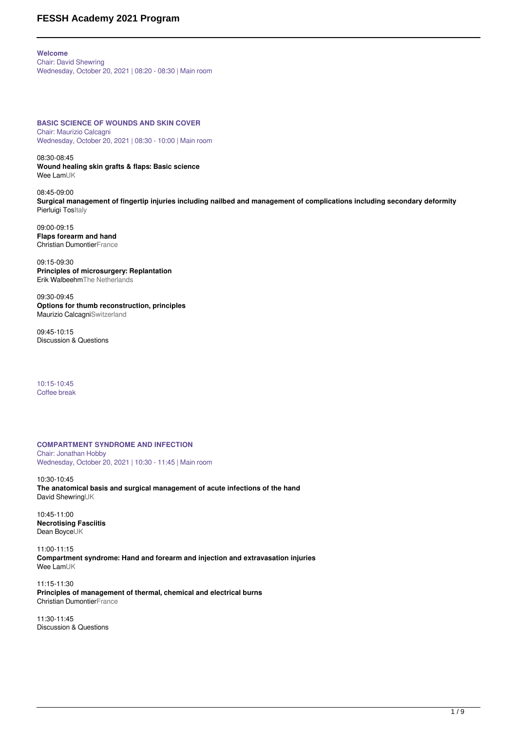**Welcome**
Chair: David Shewring
Wednesday, October 20, 2021 | 08:20 - 08:30 | Main room

**BASIC SCIENCE OF WOUNDS AND SKIN COVER**
Chair: Maurizio Calcagni
Wednesday, October 20, 2021 | 08:30 - 10:00 | Main room

08:30-08:45
**Wound healing skin grafts & flaps: Basic science**
Wee LamUK

08:45-09:00
**Surgical management of fingertip injuries including nailbed and management of complications including secondary deformity**
Pierluigi TosItaly

09:00-09:15
**Flaps forearm and hand**
Christian DumontierFrance

09:15-09:30
**Principles of microsurgery: Replantation**
Erik WalbeehmThe Netherlands

09:30-09:45
**Options for thumb reconstruction, principles**
Maurizio CalcagniSwitzerland

09:45-10:15
Discussion & Questions

10:15-10:45
Coffee break

**COMPARTMENT SYNDROME AND INFECTION**
Chair: Jonathan Hobby
Wednesday, October 20, 2021 | 10:30 - 11:45 | Main room

10:30-10:45
**The anatomical basis and surgical management of acute infections of the hand**
David ShewringUK

10:45-11:00
**Necrotising Fasciitis**
Dean BoyceUK

11:00-11:15
**Compartment syndrome: Hand and forearm and injection and extravasation injuries**
Wee LamUK

11:15-11:30
**Principles of management of thermal, chemical and electrical burns**
Christian DumontierFrance

11:30-11:45
Discussion & Questions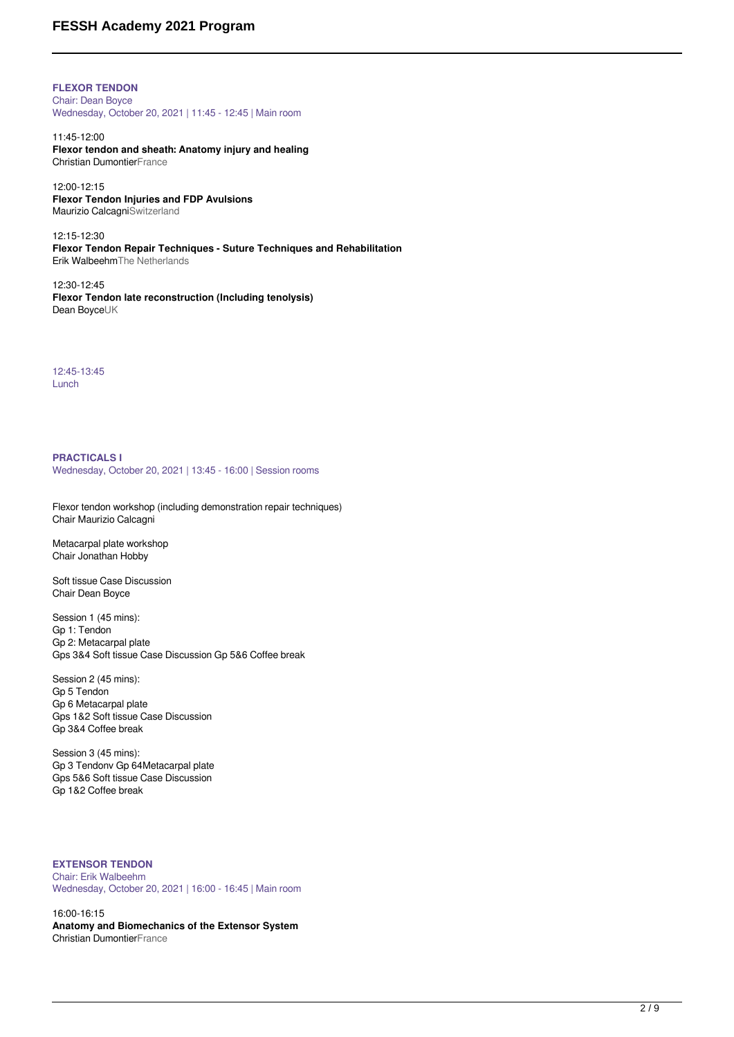### FLEXOR TENDON

Chair: Dean Boyce
Wednesday, October 20, 2021 | 11:45 - 12:45 | Main room

11:45-12:00
**Flexor tendon and sheath: Anatomy injury and healing**
Christian DumontierFrance

12:00-12:15
**Flexor Tendon Injuries and FDP Avulsions**
Maurizio CalcagniSwitzerland

12:15-12:30
**Flexor Tendon Repair Techniques - Suture Techniques and Rehabilitation**
Erik WalbeehmThe Netherlands

12:30-12:45
**Flexor Tendon late reconstruction (Including tenolysis)**
Dean BoyceUK

12:45-13:45
Lunch

### PRACTICALS I

Wednesday, October 20, 2021 | 13:45 - 16:00 | Session rooms

Flexor tendon workshop (including demonstration repair techniques)
Chair Maurizio Calcagni

Metacarpal plate workshop
Chair Jonathan Hobby

Soft tissue Case Discussion
Chair Dean Boyce

Session 1 (45 mins):
Gp 1: Tendon
Gp 2: Metacarpal plate
Gps 3&4 Soft tissue Case Discussion Gp 5&6 Coffee break

Session 2 (45 mins):
Gp 5 Tendon
Gp 6 Metacarpal plate
Gps 1&2 Soft tissue Case Discussion
Gp 3&4 Coffee break

Session 3 (45 mins):
Gp 3 Tendonv Gp 64Metacarpal plate
Gps 5&6 Soft tissue Case Discussion
Gp 1&2 Coffee break

### EXTENSOR TENDON

Chair: Erik Walbeehm
Wednesday, October 20, 2021 | 16:00 - 16:45 | Main room

16:00-16:15
**Anatomy and Biomechanics of the Extensor System**
Christian DumontierFrance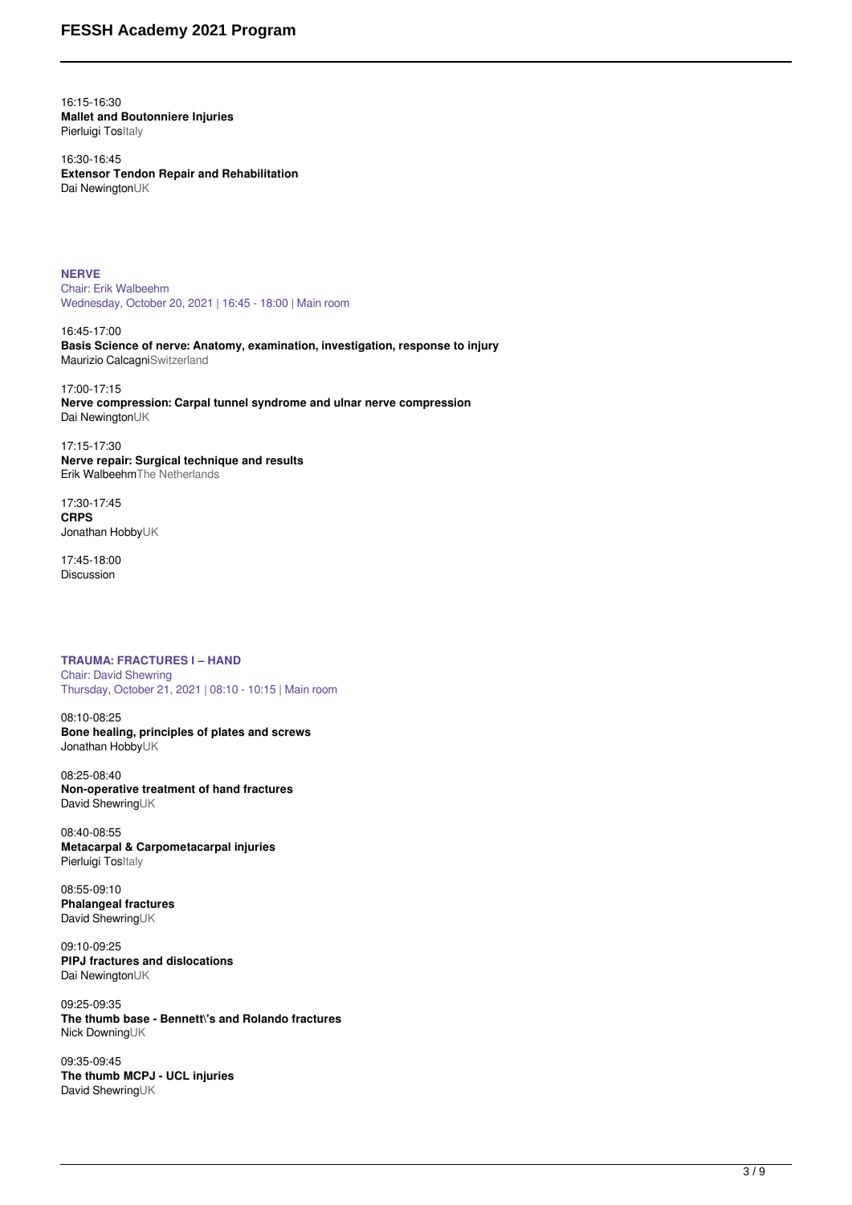16:15-16:30
**Mallet and Boutonniere Injuries**
Pierluigi Tos Italy

16:30-16:45
**Extensor Tendon Repair and Rehabilitation**
Dai Newington UK

## NERVE

Chair: Erik Walbeehm
Wednesday, October 20, 2021 | 16:45 - 18:00 | Main room

16:45-17:00
**Basis Science of nerve: Anatomy, examination, investigation, response to injury**
Maurizio Calcagni Switzerland

17:00-17:15
**Nerve compression: Carpal tunnel syndrome and ulnar nerve compression**
Dai Newington UK

17:15-17:30
**Nerve repair: Surgical technique and results**
Erik Walbeehm The Netherlands

17:30-17:45
**CRPS**
Jonathan Hobby UK

17:45-18:00
Discussion

## TRAUMA: FRACTURES I – HAND

Chair: David Shewring
Thursday, October 21, 2021 | 08:10 - 10:15 | Main room

08:10-08:25
**Bone healing, principles of plates and screws**
Jonathan Hobby UK

08:25-08:40
**Non-operative treatment of hand fractures**
David Shewring UK

08:40-08:55
**Metacarpal & Carpometacarpal injuries**
Pierluigi Tos Italy

08:55-09:10
**Phalangeal fractures**
David Shewring UK

09:10-09:25
**PIPJ fractures and dislocations**
Dai Newington UK

09:25-09:35
**The thumb base - Bennett\'s and Rolando fractures**
Nick Downing UK

09:35-09:45
**The thumb MCPJ - UCL injuries**
David Shewring UK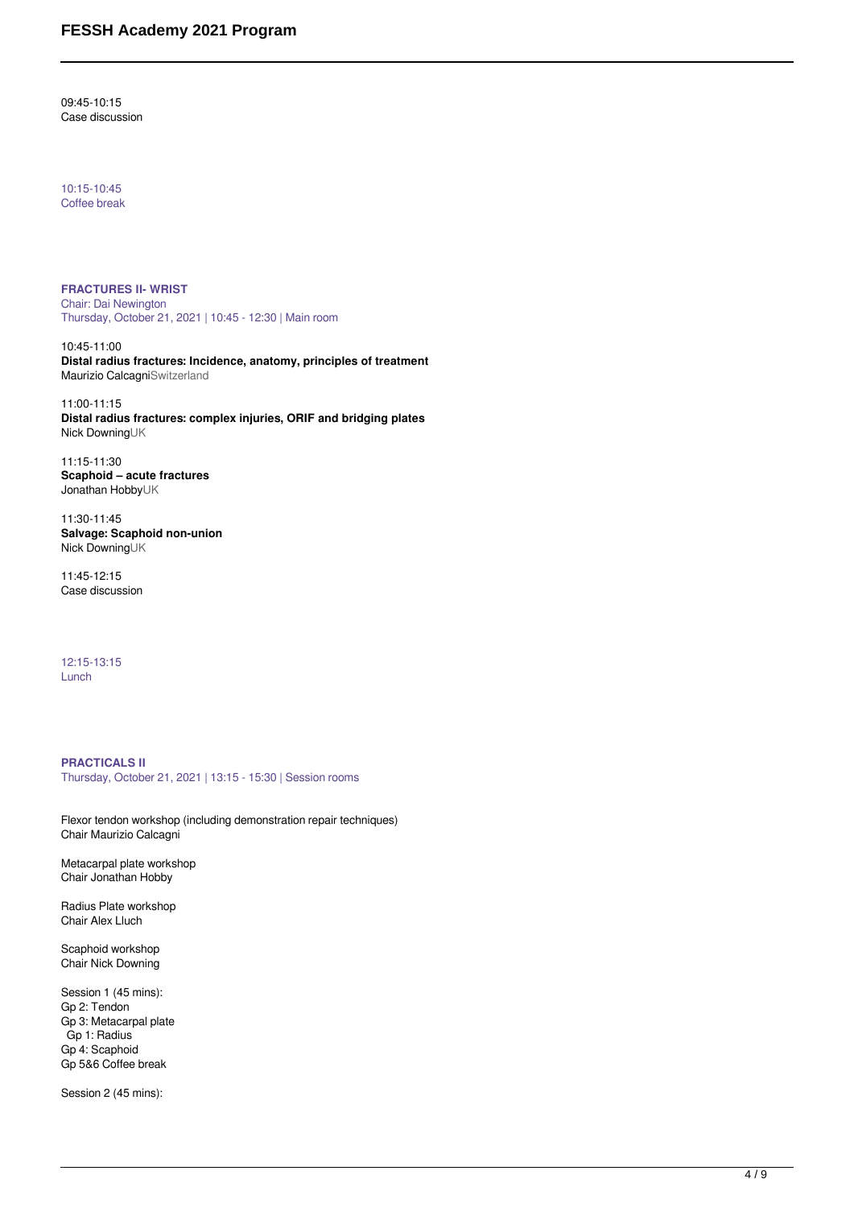09:45-10:15
Case discussion

10:15-10:45
Coffee break

## FRACTURES II- WRIST

Chair: Dai Newington
Thursday, October 21, 2021 | 10:45 - 12:30 | Main room

10:45-11:00
**Distal radius fractures: Incidence, anatomy, principles of treatment**
Maurizio Calcagni Switzerland

11:00-11:15
**Distal radius fractures: complex injuries, ORIF and bridging plates**
Nick Downing UK

11:15-11:30
**Scaphoid – acute fractures**
Jonathan Hobby UK

11:30-11:45
**Salvage: Scaphoid non-union**
Nick Downing UK

11:45-12:15
Case discussion

12:15-13:15
Lunch

## PRACTICALS II

Thursday, October 21, 2021 | 13:15 - 15:30 | Session rooms

Flexor tendon workshop (including demonstration repair techniques)
Chair Maurizio Calcagni

Metacarpal plate workshop
Chair Jonathan Hobby

Radius Plate workshop
Chair Alex Lluch

Scaphoid workshop
Chair Nick Downing

Session 1 (45 mins):
Gp 2: Tendon
Gp 3: Metacarpal plate
Gp 1: Radius
Gp 4: Scaphoid
Gp 5&6 Coffee break

Session 2 (45 mins):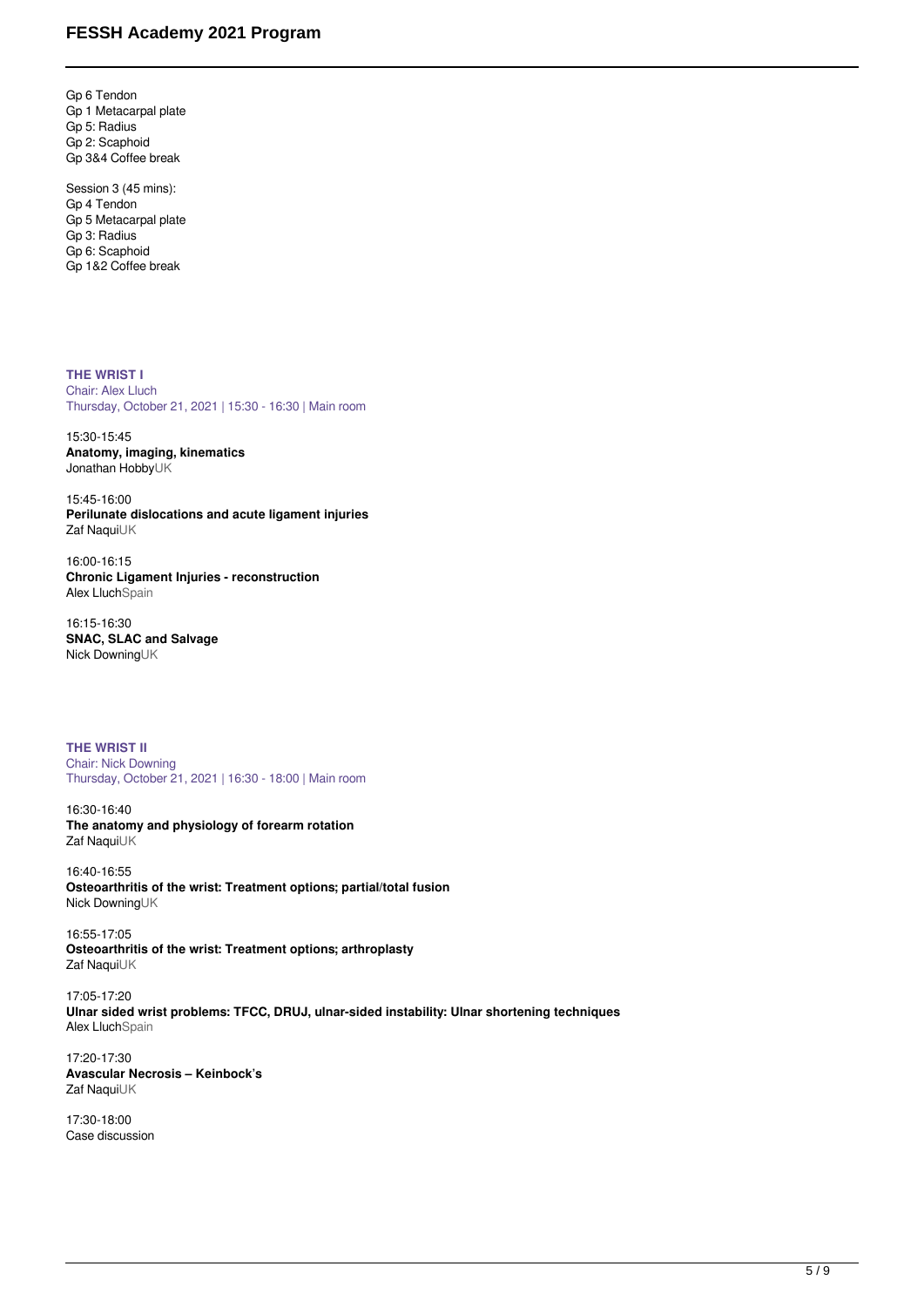Gp 6 Tendon
Gp 1 Metacarpal plate
Gp 5: Radius
Gp 2: Scaphoid
Gp 3&4 Coffee break

Session 3 (45 mins):
Gp 4 Tendon
Gp 5 Metacarpal plate
Gp 3: Radius
Gp 6: Scaphoid
Gp 1&2 Coffee break

## THE WRIST I

Chair: Alex Lluch
Thursday, October 21, 2021 | 15:30 - 16:30 | Main room

15:30-15:45
**Anatomy, imaging, kinematics**
Jonathan Hobby UK

15:45-16:00
**Perilunate dislocations and acute ligament injuries**
Zaf Naqui UK

16:00-16:15
**Chronic Ligament Injuries - reconstruction**
Alex Lluch Spain

16:15-16:30
**SNAC, SLAC and Salvage**
Nick Downing UK

## THE WRIST II

Chair: Nick Downing
Thursday, October 21, 2021 | 16:30 - 18:00 | Main room

16:30-16:40
**The anatomy and physiology of forearm rotation**
Zaf Naqui UK

16:40-16:55
**Osteoarthritis of the wrist: Treatment options; partial/total fusion**
Nick Downing UK

16:55-17:05
**Osteoarthritis of the wrist: Treatment options; arthroplasty**
Zaf Naqui UK

17:05-17:20
**Ulnar sided wrist problems: TFCC, DRUJ, ulnar-sided instability: Ulnar shortening techniques**
Alex Lluch Spain

17:20-17:30
**Avascular Necrosis – Keinbock's**
Zaf Naqui UK

17:30-18:00
Case discussion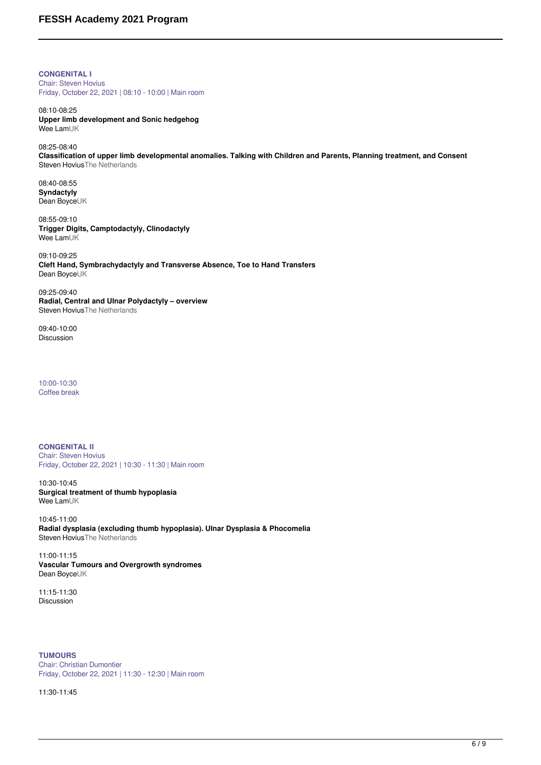## CONGENITAL I

Chair: Steven Hovius
Friday, October 22, 2021 | 08:10 - 10:00 | Main room

08:10-08:25
**Upper limb development and Sonic hedgehog**
Wee Lam UK

08:25-08:40
**Classification of upper limb developmental anomalies. Talking with Children and Parents, Planning treatment, and Consent**
Steven Hovius The Netherlands

08:40-08:55
**Syndactyly**
Dean Boyce UK

08:55-09:10
**Trigger Digits, Camptodactyly, Clinodactyly**
Wee Lam UK

09:10-09:25
**Cleft Hand, Symbrachydactyly and Transverse Absence, Toe to Hand Transfers**
Dean Boyce UK

09:25-09:40
**Radial, Central and Ulnar Polydactyly – overview**
Steven Hovius The Netherlands

09:40-10:00
Discussion

10:00-10:30
Coffee break

## CONGENITAL II

Chair: Steven Hovius
Friday, October 22, 2021 | 10:30 - 11:30 | Main room

10:30-10:45
**Surgical treatment of thumb hypoplasia**
Wee Lam UK

10:45-11:00
**Radial dysplasia (excluding thumb hypoplasia). Ulnar Dysplasia & Phocomelia**
Steven Hovius The Netherlands

11:00-11:15
**Vascular Tumours and Overgrowth syndromes**
Dean Boyce UK

11:15-11:30
Discussion

## TUMOURS

Chair: Christian Dumontier
Friday, October 22, 2021 | 11:30 - 12:30 | Main room

11:30-11:45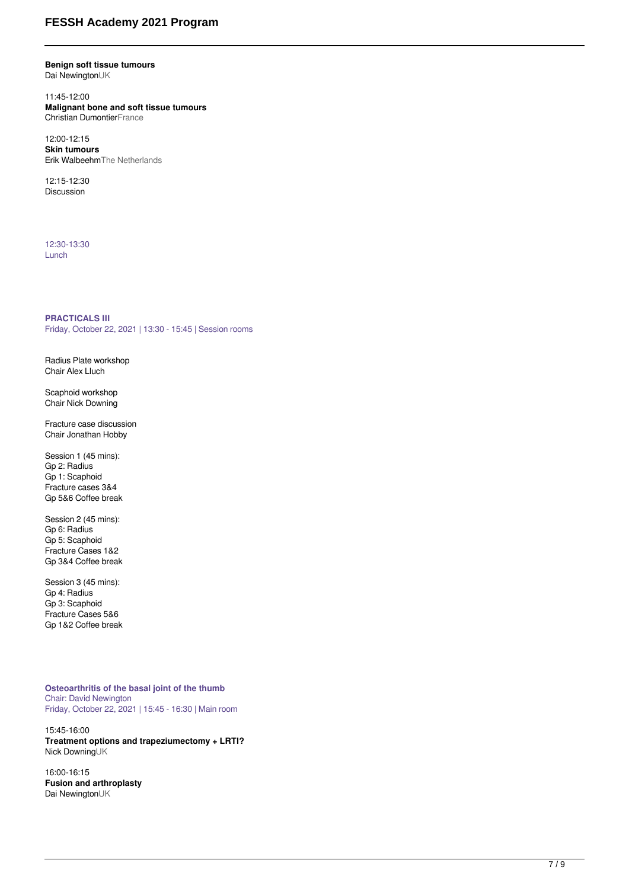**Benign soft tissue tumours**
Dai NewingtonUK

11:45-12:00
**Malignant bone and soft tissue tumours**
Christian DumontierFrance

12:00-12:15
**Skin tumours**
Erik WalbeehmThe Netherlands

12:15-12:30
Discussion

12:30-13:30
Lunch

**PRACTICALS III**
Friday, October 22, 2021 | 13:30 - 15:45 | Session rooms

Radius Plate workshop
Chair Alex Lluch

Scaphoid workshop
Chair Nick Downing

Fracture case discussion
Chair Jonathan Hobby

Session 1 (45 mins):
Gp 2: Radius
Gp 1: Scaphoid
Fracture cases 3&4
Gp 5&6 Coffee break

Session 2 (45 mins):
Gp 6: Radius
Gp 5: Scaphoid
Fracture Cases 1&2
Gp 3&4 Coffee break

Session 3 (45 mins):
Gp 4: Radius
Gp 3: Scaphoid
Fracture Cases 5&6
Gp 1&2 Coffee break

**Osteoarthritis of the basal joint of the thumb**
Chair: David Newington
Friday, October 22, 2021 | 15:45 - 16:30 | Main room

15:45-16:00
**Treatment options and trapeziumectomy + LRTI?**
Nick DowningUK

16:00-16:15
**Fusion and arthroplasty**
Dai NewingtonUK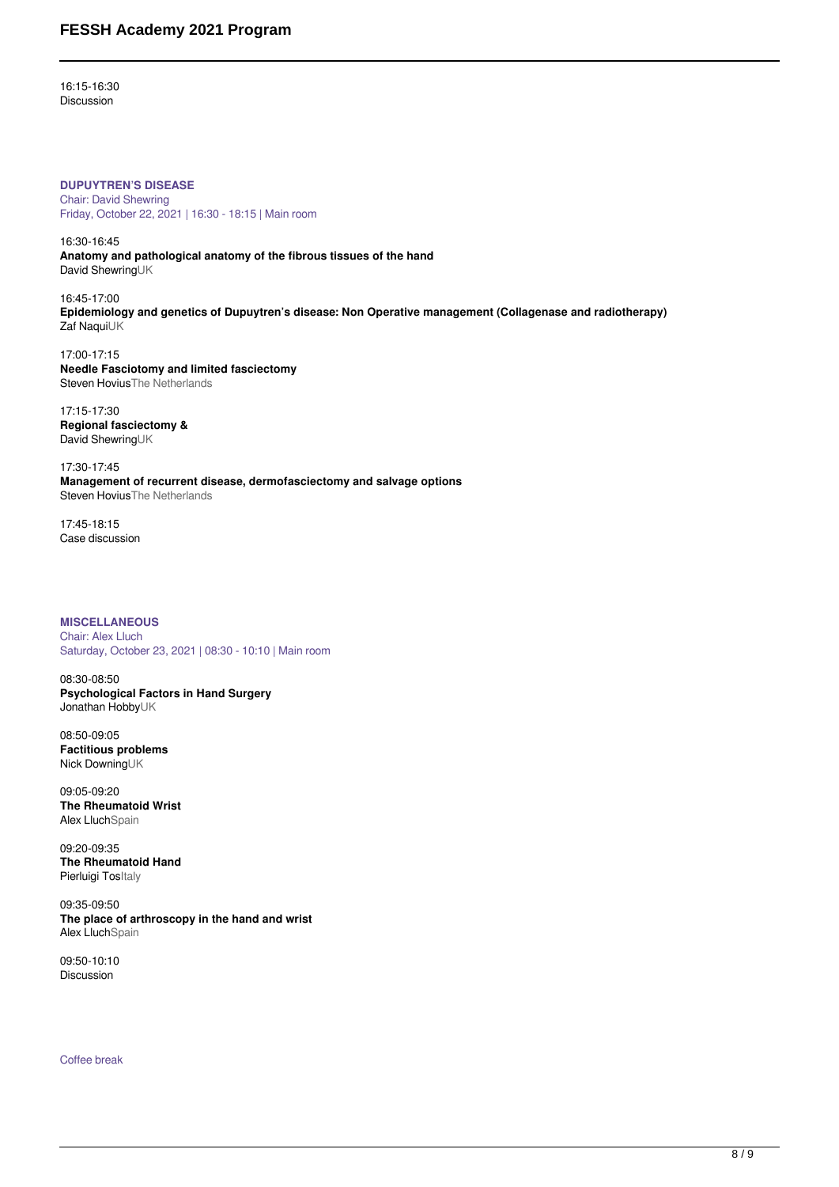16:15-16:30
Discussion

## DUPUYTREN'S DISEASE

Chair: David Shewring
Friday, October 22, 2021 | 16:30 - 18:15 | Main room

16:30-16:45
**Anatomy and pathological anatomy of the fibrous tissues of the hand**
David ShewringUK

16:45-17:00
**Epidemiology and genetics of Dupuytren's disease: Non Operative management (Collagenase and radiotherapy)**
Zaf NaquiUK

17:00-17:15
**Needle Fasciotomy and limited fasciectomy**
Steven HoviusThe Netherlands

17:15-17:30
**Regional fasciectomy &**
David ShewringUK

17:30-17:45
**Management of recurrent disease, dermofasciectomy and salvage options**
Steven HoviusThe Netherlands

17:45-18:15
Case discussion

## MISCELLANEOUS

Chair: Alex Lluch
Saturday, October 23, 2021 | 08:30 - 10:10 | Main room

08:30-08:50
**Psychological Factors in Hand Surgery**
Jonathan HobbyUK

08:50-09:05
**Factitious problems**
Nick DowningUK

09:05-09:20
**The Rheumatoid Wrist**
Alex LluchSpain

09:20-09:35
**The Rheumatoid Hand**
Pierluigi TosItaly

09:35-09:50
**The place of arthroscopy in the hand and wrist**
Alex LluchSpain

09:50-10:10
Discussion

Coffee break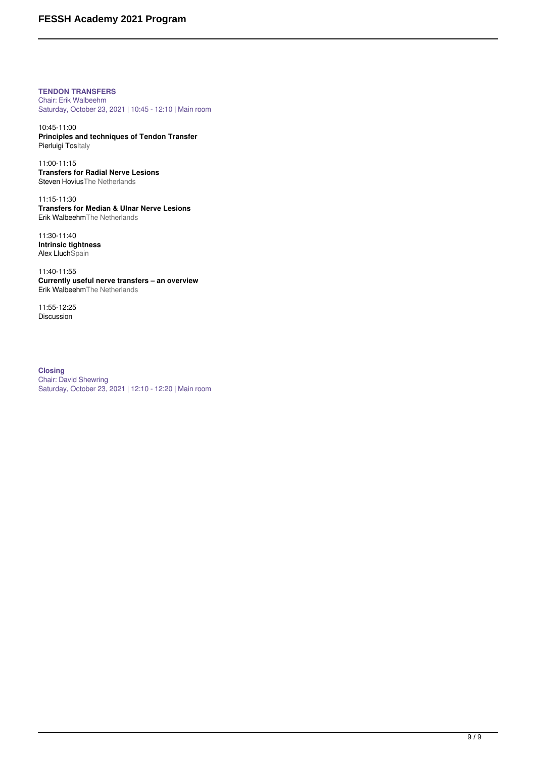### TENDON TRANSFERS

Chair: Erik Walbeehm
Saturday, October 23, 2021 | 10:45 - 12:10 | Main room

10:45-11:00
**Principles and techniques of Tendon Transfer**
Pierluigi TosItaly

11:00-11:15
**Transfers for Radial Nerve Lesions**
Steven HoviusThe Netherlands

11:15-11:30
**Transfers for Median & Ulnar Nerve Lesions**
Erik WalbeehmThe Netherlands

11:30-11:40
**Intrinsic tightness**
Alex LluchSpain

11:40-11:55
**Currently useful nerve transfers – an overview**
Erik WalbeehmThe Netherlands

11:55-12:25
Discussion

### Closing

Chair: David Shewring
Saturday, October 23, 2021 | 12:10 - 12:20 | Main room